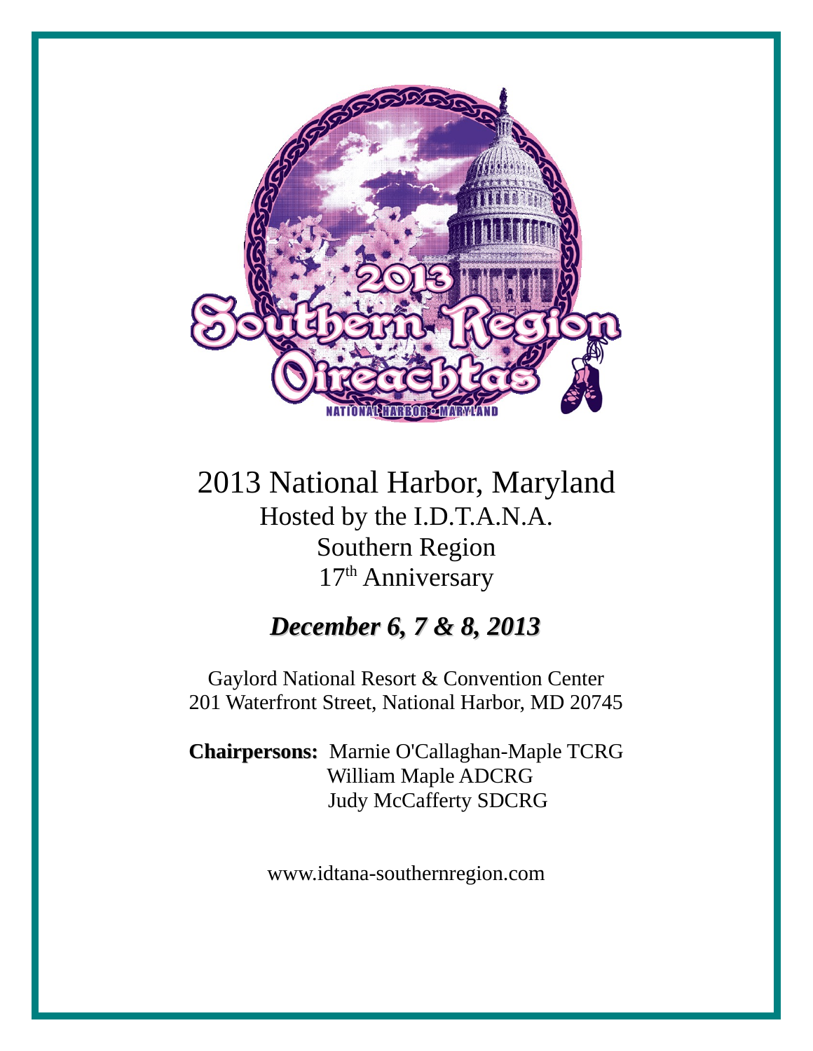# 2013 National Harbor, Maryland

Hosted by the I.D.T.A.N.A.

Southern Region

17th Anniversary

## *December 6, 7 & 8, 2013*

Gaylord National Resort & Convention Center
201 Waterfront Street, National Harbor, MD 20745

**Chairpersons:** Marnie O'Callaghan-Maple TCRG
William Maple ADCRG
Judy McCafferty SDCRG

www.idtana-southernregion.com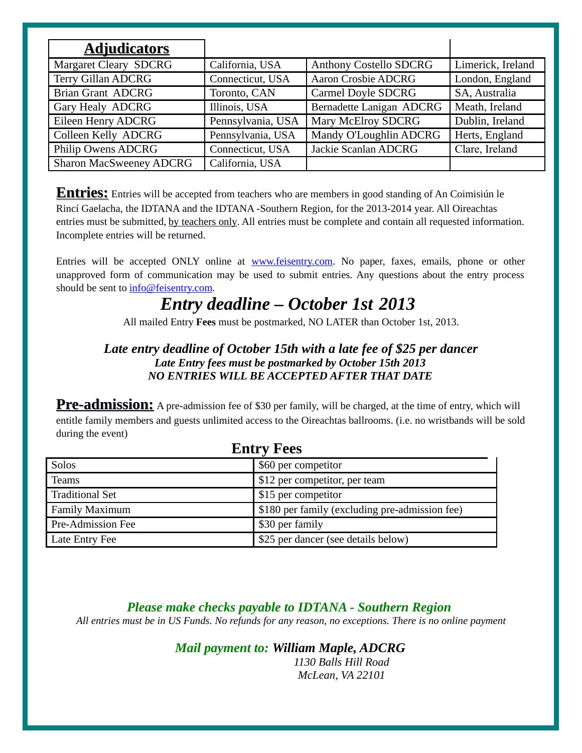| Adjudicators | | | |
|---|---|---|---|
| Margaret Cleary SDCRG | California, USA | Anthony Costello SDCRG | Limerick, Ireland |
| Terry Gillan ADCRG | Connecticut, USA | Aaron Crosbie ADCRG | London, England |
| Brian Grant ADCRG | Toronto, CAN | Carmel Doyle SDCRG | SA, Australia |
| Gary Healy ADCRG | Illinois, USA | Bernadette Lanigan ADCRG | Meath, Ireland |
| Eileen Henry ADCRG | Pennsylvania, USA | Mary McElroy SDCRG | Dublin, Ireland |
| Colleen Kelly ADCRG | Pennsylvania, USA | Mandy O'Loughlin ADCRG | Herts, England |
| Philip Owens ADCRG | Connecticut, USA | Jackie Scanlan ADCRG | Clare, Ireland |
| Sharon MacSweeney ADCRG | California, USA | | |

**Entries:** Entries will be accepted from teachers who are members in good standing of An Coimisiún le Rincí Gaelacha, the IDTANA and the IDTANA -Southern Region, for the 2013-2014 year. All Oireachtas entries must be submitted, by teachers only. All entries must be complete and contain all requested information. Incomplete entries will be returned.

Entries will be accepted ONLY online at www.feisentry.com. No paper, faxes, emails, phone or other unapproved form of communication may be used to submit entries. Any questions about the entry process should be sent to info@feisentry.com.

## *Entry deadline – October 1st 2013*

All mailed Entry **Fees** must be postmarked, NO LATER than October 1st, 2013.

***Late entry deadline of October 15th with a late fee of $25 per dancer***
***Late Entry fees must be postmarked by October 15th 2013***
***NO ENTRIES WILL BE ACCEPTED AFTER THAT DATE***

**Pre-admission:** A pre-admission fee of $30 per family, will be charged, at the time of entry, which will entitle family members and guests unlimited access to the Oireachtas ballrooms. (i.e. no wristbands will be sold during the event)

## Entry Fees

| | |
|---|---|
| Solos | $60 per competitor |
| Teams | $12 per competitor, per team |
| Traditional Set | $15 per competitor |
| Family Maximum | $180 per family (excluding pre-admission fee) |
| Pre-Admission Fee | $30 per family |
| Late Entry Fee | $25 per dancer (see details below) |

***Please make checks payable to IDTANA - Southern Region***

*All entries must be in US Funds. No refunds for any reason, no exceptions. There is no online payment*

***Mail payment to: William Maple, ADCRG***
*1130 Balls Hill Road*
*McLean, VA 22101*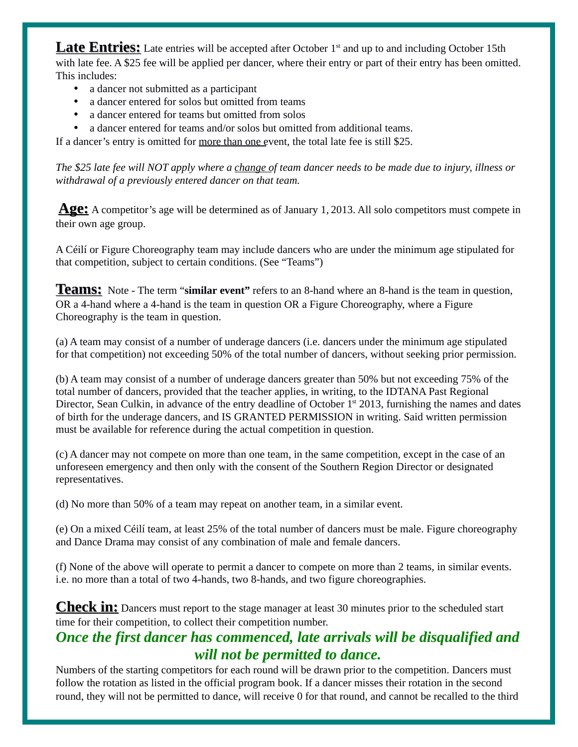**Late Entries:** Late entries will be accepted after October 1st and up to and including October 15th with late fee. A $25 fee will be applied per dancer, where their entry or part of their entry has been omitted. This includes:

- a dancer not submitted as a participant
- a dancer entered for solos but omitted from teams
- a dancer entered for teams but omitted from solos
- a dancer entered for teams and/or solos but omitted from additional teams.

If a dancer's entry is omitted for more than one event, the total late fee is still $25.

*The $25 late fee will NOT apply where a change of team dancer needs to be made due to injury, illness or withdrawal of a previously entered dancer on that team.*

**Age:** A competitor's age will be determined as of January 1, 2013. All solo competitors must compete in their own age group.

A Céílí or Figure Choreography team may include dancers who are under the minimum age stipulated for that competition, subject to certain conditions. (See "Teams")

**Teams:** Note - The term "**similar event"** refers to an 8-hand where an 8-hand is the team in question, OR a 4-hand where a 4-hand is the team in question OR a Figure Choreography, where a Figure Choreography is the team in question.

(a) A team may consist of a number of underage dancers (i.e. dancers under the minimum age stipulated for that competition) not exceeding 50% of the total number of dancers, without seeking prior permission.

(b) A team may consist of a number of underage dancers greater than 50% but not exceeding 75% of the total number of dancers, provided that the teacher applies, in writing, to the IDTANA Past Regional Director, Sean Culkin, in advance of the entry deadline of October 1st 2013, furnishing the names and dates of birth for the underage dancers, and IS GRANTED PERMISSION in writing. Said written permission must be available for reference during the actual competition in question.

(c) A dancer may not compete on more than one team, in the same competition, except in the case of an unforeseen emergency and then only with the consent of the Southern Region Director or designated representatives.

(d) No more than 50% of a team may repeat on another team, in a similar event.

(e) On a mixed Céílí team, at least 25% of the total number of dancers must be male. Figure choreography and Dance Drama may consist of any combination of male and female dancers.

(f) None of the above will operate to permit a dancer to compete on more than 2 teams, in similar events. i.e. no more than a total of two 4-hands, two 8-hands, and two figure choreographies.

**Check in:** Dancers must report to the stage manager at least 30 minutes prior to the scheduled start time for their competition, to collect their competition number.

***Once the first dancer has commenced, late arrivals will be disqualified and will not be permitted to dance.***

Numbers of the starting competitors for each round will be drawn prior to the competition. Dancers must follow the rotation as listed in the official program book. If a dancer misses their rotation in the second round, they will not be permitted to dance, will receive 0 for that round, and cannot be recalled to the third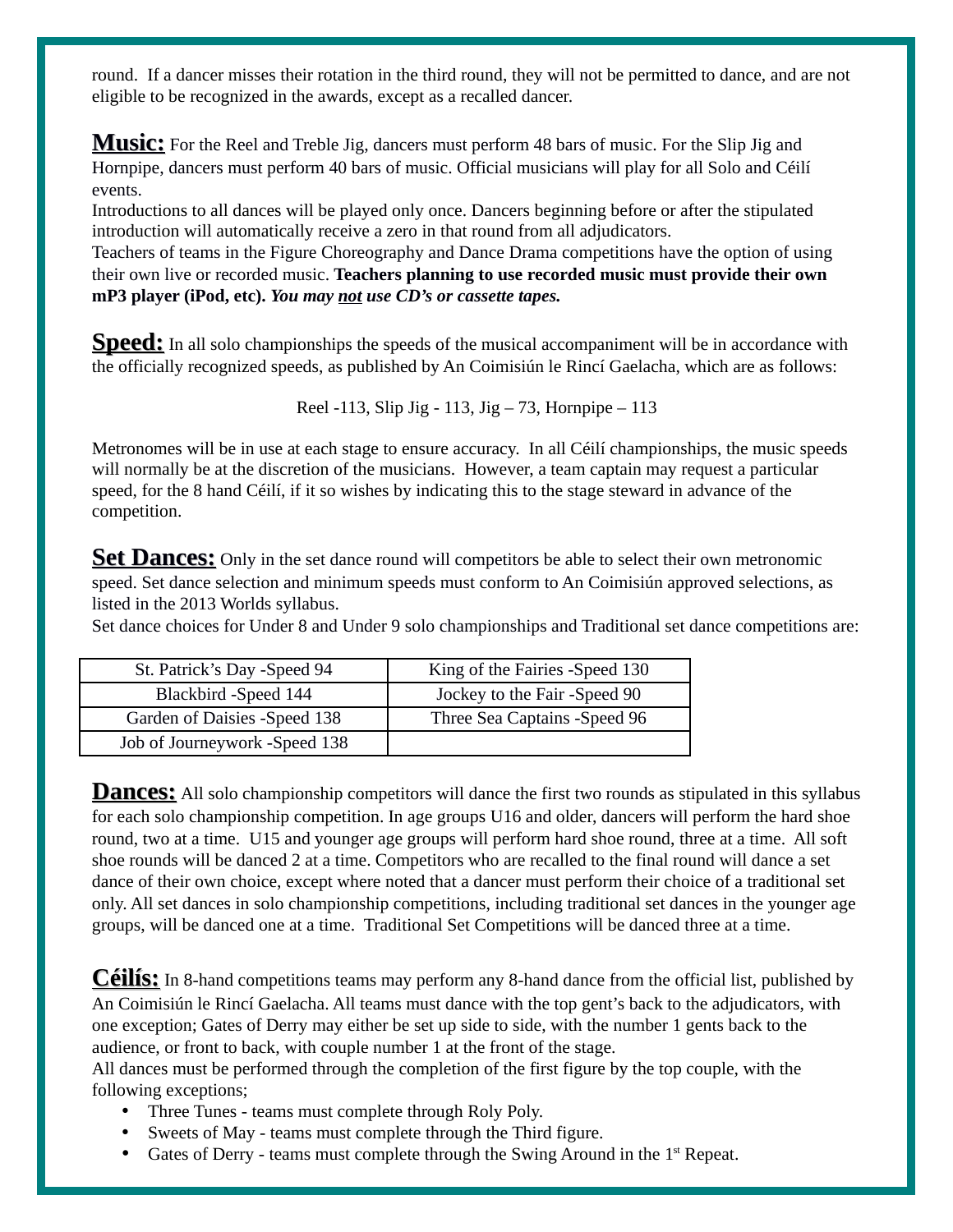round. If a dancer misses their rotation in the third round, they will not be permitted to dance, and are not eligible to be recognized in the awards, except as a recalled dancer.

**Music:** For the Reel and Treble Jig, dancers must perform 48 bars of music. For the Slip Jig and Hornpipe, dancers must perform 40 bars of music. Official musicians will play for all Solo and Céilí events.

Introductions to all dances will be played only once. Dancers beginning before or after the stipulated introduction will automatically receive a zero in that round from all adjudicators.

Teachers of teams in the Figure Choreography and Dance Drama competitions have the option of using their own live or recorded music. **Teachers planning to use recorded music must provide their own mP3 player (iPod, etc).** ***You may not use CD's or cassette tapes.***

**Speed:** In all solo championships the speeds of the musical accompaniment will be in accordance with the officially recognized speeds, as published by An Coimisiún le Rincí Gaelacha, which are as follows:

Reel -113, Slip Jig - 113, Jig – 73, Hornpipe – 113

Metronomes will be in use at each stage to ensure accuracy. In all Céilí championships, the music speeds will normally be at the discretion of the musicians. However, a team captain may request a particular speed, for the 8 hand Céilí, if it so wishes by indicating this to the stage steward in advance of the competition.

**Set Dances:** Only in the set dance round will competitors be able to select their own metronomic speed. Set dance selection and minimum speeds must conform to An Coimisiún approved selections, as listed in the 2013 Worlds syllabus.

Set dance choices for Under 8 and Under 9 solo championships and Traditional set dance competitions are:

| | |
|---|---|
| St. Patrick's Day -Speed 94 | King of the Fairies -Speed 130 |
| Blackbird -Speed 144 | Jockey to the Fair -Speed 90 |
| Garden of Daisies -Speed 138 | Three Sea Captains -Speed 96 |
| Job of Journeywork -Speed 138 | |

**Dances:** All solo championship competitors will dance the first two rounds as stipulated in this syllabus for each solo championship competition. In age groups U16 and older, dancers will perform the hard shoe round, two at a time. U15 and younger age groups will perform hard shoe round, three at a time. All soft shoe rounds will be danced 2 at a time. Competitors who are recalled to the final round will dance a set dance of their own choice, except where noted that a dancer must perform their choice of a traditional set only. All set dances in solo championship competitions, including traditional set dances in the younger age groups, will be danced one at a time. Traditional Set Competitions will be danced three at a time.

**Céilís:** In 8-hand competitions teams may perform any 8-hand dance from the official list, published by An Coimisiún le Rincí Gaelacha. All teams must dance with the top gent's back to the adjudicators, with one exception; Gates of Derry may either be set up side to side, with the number 1 gents back to the audience, or front to back, with couple number 1 at the front of the stage.

All dances must be performed through the completion of the first figure by the top couple, with the following exceptions;

- Three Tunes - teams must complete through Roly Poly.
- Sweets of May - teams must complete through the Third figure.
- Gates of Derry - teams must complete through the Swing Around in the 1st Repeat.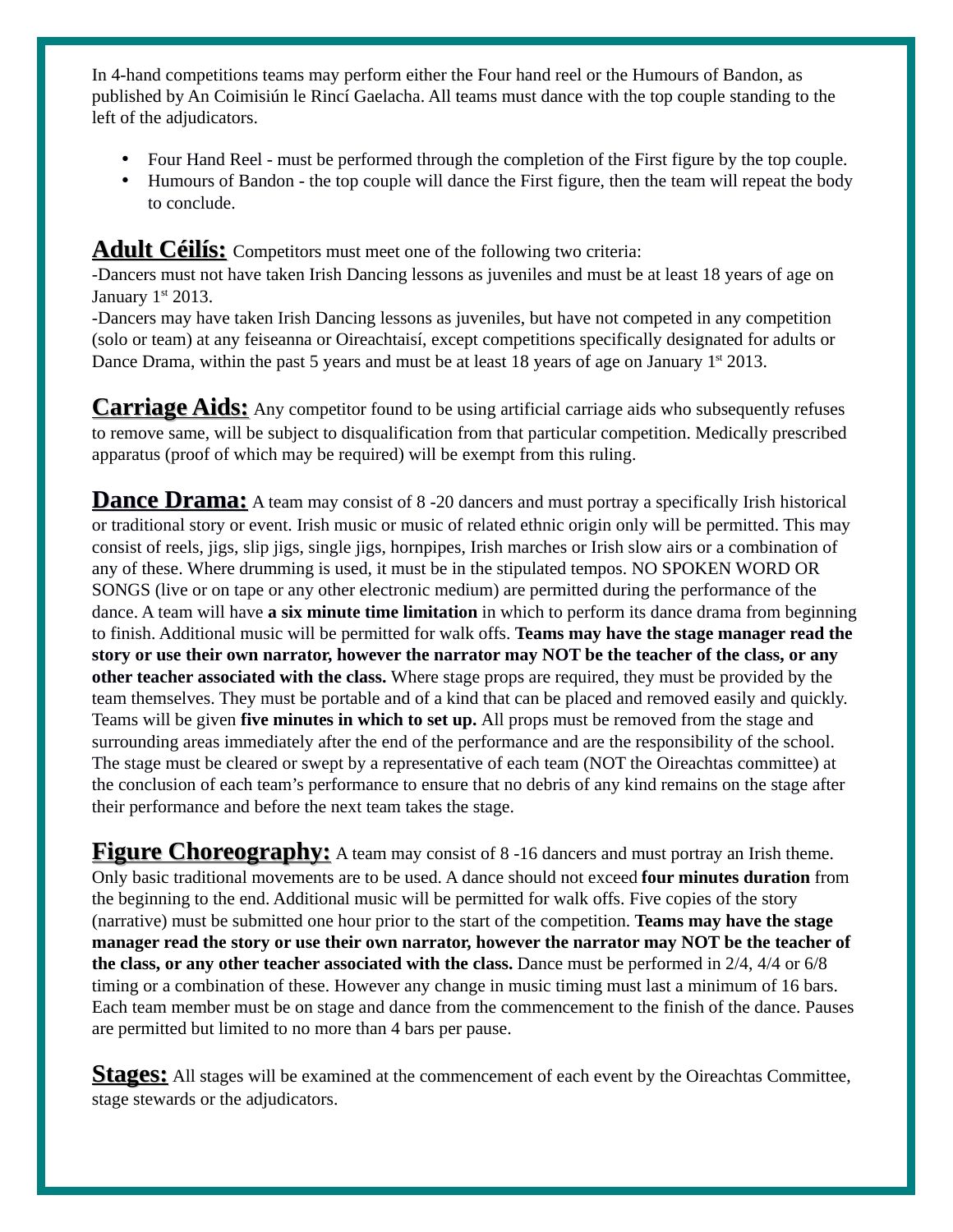In 4-hand competitions teams may perform either the Four hand reel or the Humours of Bandon, as published by An Coimisiún le Rincí Gaelacha. All teams must dance with the top couple standing to the left of the adjudicators.

- Four Hand Reel - must be performed through the completion of the First figure by the top couple.
- Humours of Bandon - the top couple will dance the First figure, then the team will repeat the body to conclude.

**Adult Céilís:** Competitors must meet one of the following two criteria:
-Dancers must not have taken Irish Dancing lessons as juveniles and must be at least 18 years of age on January 1st 2013.
-Dancers may have taken Irish Dancing lessons as juveniles, but have not competed in any competition (solo or team) at any feiseanna or Oireachtaisí, except competitions specifically designated for adults or Dance Drama, within the past 5 years and must be at least 18 years of age on January 1st 2013.

**Carriage Aids:** Any competitor found to be using artificial carriage aids who subsequently refuses to remove same, will be subject to disqualification from that particular competition. Medically prescribed apparatus (proof of which may be required) will be exempt from this ruling.

**Dance Drama:** A team may consist of 8 -20 dancers and must portray a specifically Irish historical or traditional story or event. Irish music or music of related ethnic origin only will be permitted. This may consist of reels, jigs, slip jigs, single jigs, hornpipes, Irish marches or Irish slow airs or a combination of any of these. Where drumming is used, it must be in the stipulated tempos. NO SPOKEN WORD OR SONGS (live or on tape or any other electronic medium) are permitted during the performance of the dance. A team will have **a six minute time limitation** in which to perform its dance drama from beginning to finish. Additional music will be permitted for walk offs. **Teams may have the stage manager read the story or use their own narrator, however the narrator may NOT be the teacher of the class, or any other teacher associated with the class.** Where stage props are required, they must be provided by the team themselves. They must be portable and of a kind that can be placed and removed easily and quickly. Teams will be given **five minutes in which to set up.** All props must be removed from the stage and surrounding areas immediately after the end of the performance and are the responsibility of the school. The stage must be cleared or swept by a representative of each team (NOT the Oireachtas committee) at the conclusion of each team's performance to ensure that no debris of any kind remains on the stage after their performance and before the next team takes the stage.

**Figure Choreography:** A team may consist of 8 -16 dancers and must portray an Irish theme. Only basic traditional movements are to be used. A dance should not exceed **four minutes duration** from the beginning to the end. Additional music will be permitted for walk offs. Five copies of the story (narrative) must be submitted one hour prior to the start of the competition. **Teams may have the stage manager read the story or use their own narrator, however the narrator may NOT be the teacher of the class, or any other teacher associated with the class.** Dance must be performed in 2/4, 4/4 or 6/8 timing or a combination of these. However any change in music timing must last a minimum of 16 bars. Each team member must be on stage and dance from the commencement to the finish of the dance. Pauses are permitted but limited to no more than 4 bars per pause.

**Stages:** All stages will be examined at the commencement of each event by the Oireachtas Committee, stage stewards or the adjudicators.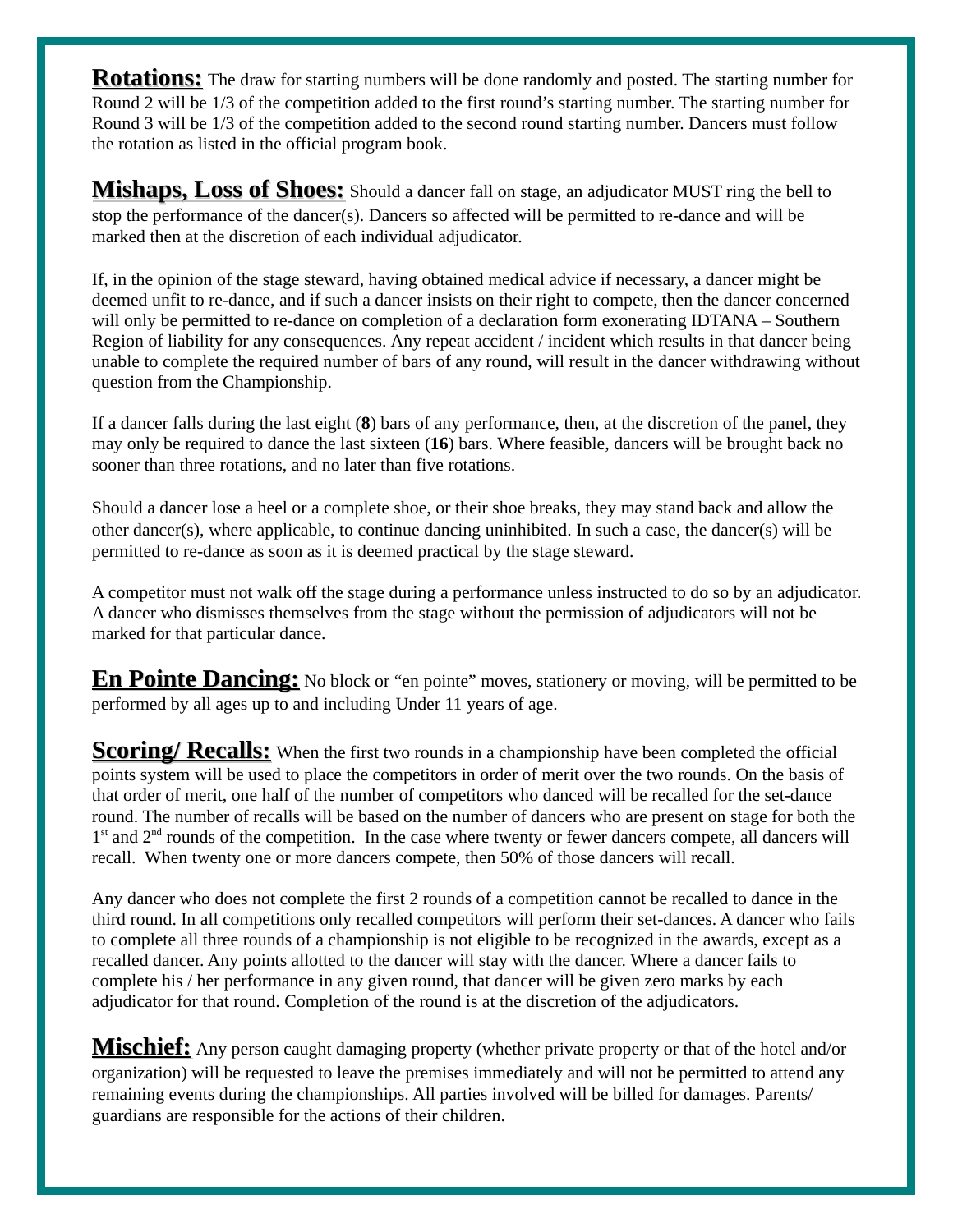**Rotations:** The draw for starting numbers will be done randomly and posted. The starting number for Round 2 will be 1/3 of the competition added to the first round's starting number. The starting number for Round 3 will be 1/3 of the competition added to the second round starting number. Dancers must follow the rotation as listed in the official program book.

**Mishaps, Loss of Shoes:** Should a dancer fall on stage, an adjudicator MUST ring the bell to stop the performance of the dancer(s). Dancers so affected will be permitted to re-dance and will be marked then at the discretion of each individual adjudicator.

If, in the opinion of the stage steward, having obtained medical advice if necessary, a dancer might be deemed unfit to re-dance, and if such a dancer insists on their right to compete, then the dancer concerned will only be permitted to re-dance on completion of a declaration form exonerating IDTANA – Southern Region of liability for any consequences. Any repeat accident / incident which results in that dancer being unable to complete the required number of bars of any round, will result in the dancer withdrawing without question from the Championship.

If a dancer falls during the last eight (**8**) bars of any performance, then, at the discretion of the panel, they may only be required to dance the last sixteen (**16**) bars. Where feasible, dancers will be brought back no sooner than three rotations, and no later than five rotations.

Should a dancer lose a heel or a complete shoe, or their shoe breaks, they may stand back and allow the other dancer(s), where applicable, to continue dancing uninhibited. In such a case, the dancer(s) will be permitted to re-dance as soon as it is deemed practical by the stage steward.

A competitor must not walk off the stage during a performance unless instructed to do so by an adjudicator. A dancer who dismisses themselves from the stage without the permission of adjudicators will not be marked for that particular dance.

**En Pointe Dancing:** No block or "en pointe" moves, stationery or moving, will be permitted to be performed by all ages up to and including Under 11 years of age.

**Scoring/ Recalls:** When the first two rounds in a championship have been completed the official points system will be used to place the competitors in order of merit over the two rounds. On the basis of that order of merit, one half of the number of competitors who danced will be recalled for the set-dance round. The number of recalls will be based on the number of dancers who are present on stage for both the 1st and 2nd rounds of the competition. In the case where twenty or fewer dancers compete, all dancers will recall. When twenty one or more dancers compete, then 50% of those dancers will recall.

Any dancer who does not complete the first 2 rounds of a competition cannot be recalled to dance in the third round. In all competitions only recalled competitors will perform their set-dances. A dancer who fails to complete all three rounds of a championship is not eligible to be recognized in the awards, except as a recalled dancer. Any points allotted to the dancer will stay with the dancer. Where a dancer fails to complete his / her performance in any given round, that dancer will be given zero marks by each adjudicator for that round. Completion of the round is at the discretion of the adjudicators.

**Mischief:** Any person caught damaging property (whether private property or that of the hotel and/or organization) will be requested to leave the premises immediately and will not be permitted to attend any remaining events during the championships. All parties involved will be billed for damages. Parents/ guardians are responsible for the actions of their children.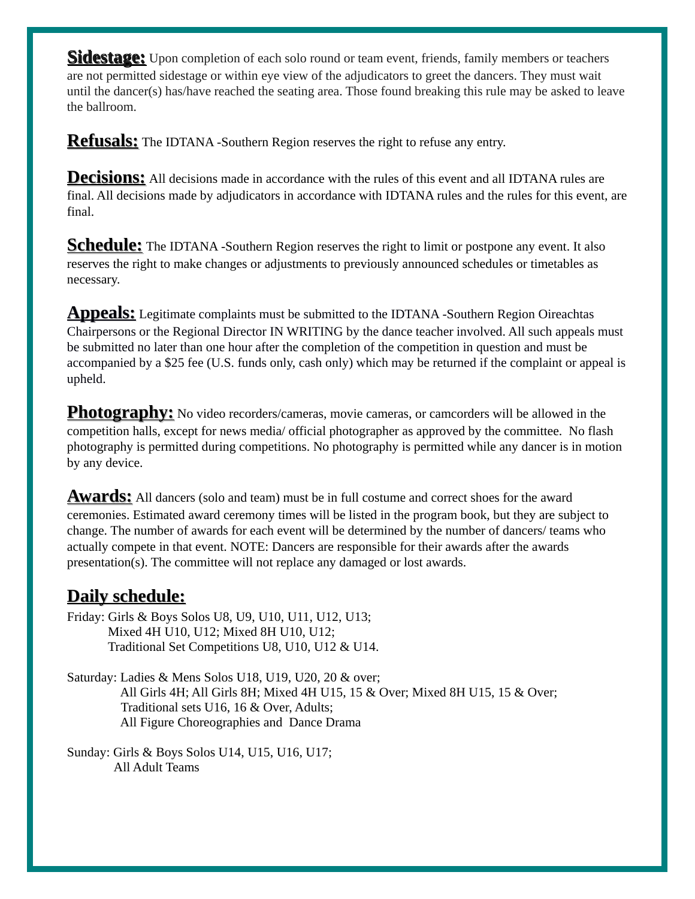**Sidestage:** Upon completion of each solo round or team event, friends, family members or teachers are not permitted sidestage or within eye view of the adjudicators to greet the dancers. They must wait until the dancer(s) has/have reached the seating area. Those found breaking this rule may be asked to leave the ballroom.

**Refusals:** The IDTANA -Southern Region reserves the right to refuse any entry.

**Decisions:** All decisions made in accordance with the rules of this event and all IDTANA rules are final. All decisions made by adjudicators in accordance with IDTANA rules and the rules for this event, are final.

**Schedule:** The IDTANA -Southern Region reserves the right to limit or postpone any event. It also reserves the right to make changes or adjustments to previously announced schedules or timetables as necessary.

**Appeals:** Legitimate complaints must be submitted to the IDTANA -Southern Region Oireachtas Chairpersons or the Regional Director IN WRITING by the dance teacher involved. All such appeals must be submitted no later than one hour after the completion of the competition in question and must be accompanied by a $25 fee (U.S. funds only, cash only) which may be returned if the complaint or appeal is upheld.

**Photography:** No video recorders/cameras, movie cameras, or camcorders will be allowed in the competition halls, except for news media/ official photographer as approved by the committee. No flash photography is permitted during competitions. No photography is permitted while any dancer is in motion by any device.

**Awards:** All dancers (solo and team) must be in full costume and correct shoes for the award ceremonies. Estimated award ceremony times will be listed in the program book, but they are subject to change. The number of awards for each event will be determined by the number of dancers/ teams who actually compete in that event. NOTE: Dancers are responsible for their awards after the awards presentation(s). The committee will not replace any damaged or lost awards.

## Daily schedule:

Friday: Girls & Boys Solos U8, U9, U10, U11, U12, U13;
Mixed 4H U10, U12; Mixed 8H U10, U12;
Traditional Set Competitions U8, U10, U12 & U14.

Saturday: Ladies & Mens Solos U18, U19, U20, 20 & over;
All Girls 4H; All Girls 8H; Mixed 4H U15, 15 & Over; Mixed 8H U15, 15 & Over;
Traditional sets U16, 16 & Over, Adults;
All Figure Choreographies and Dance Drama

Sunday: Girls & Boys Solos U14, U15, U16, U17;
All Adult Teams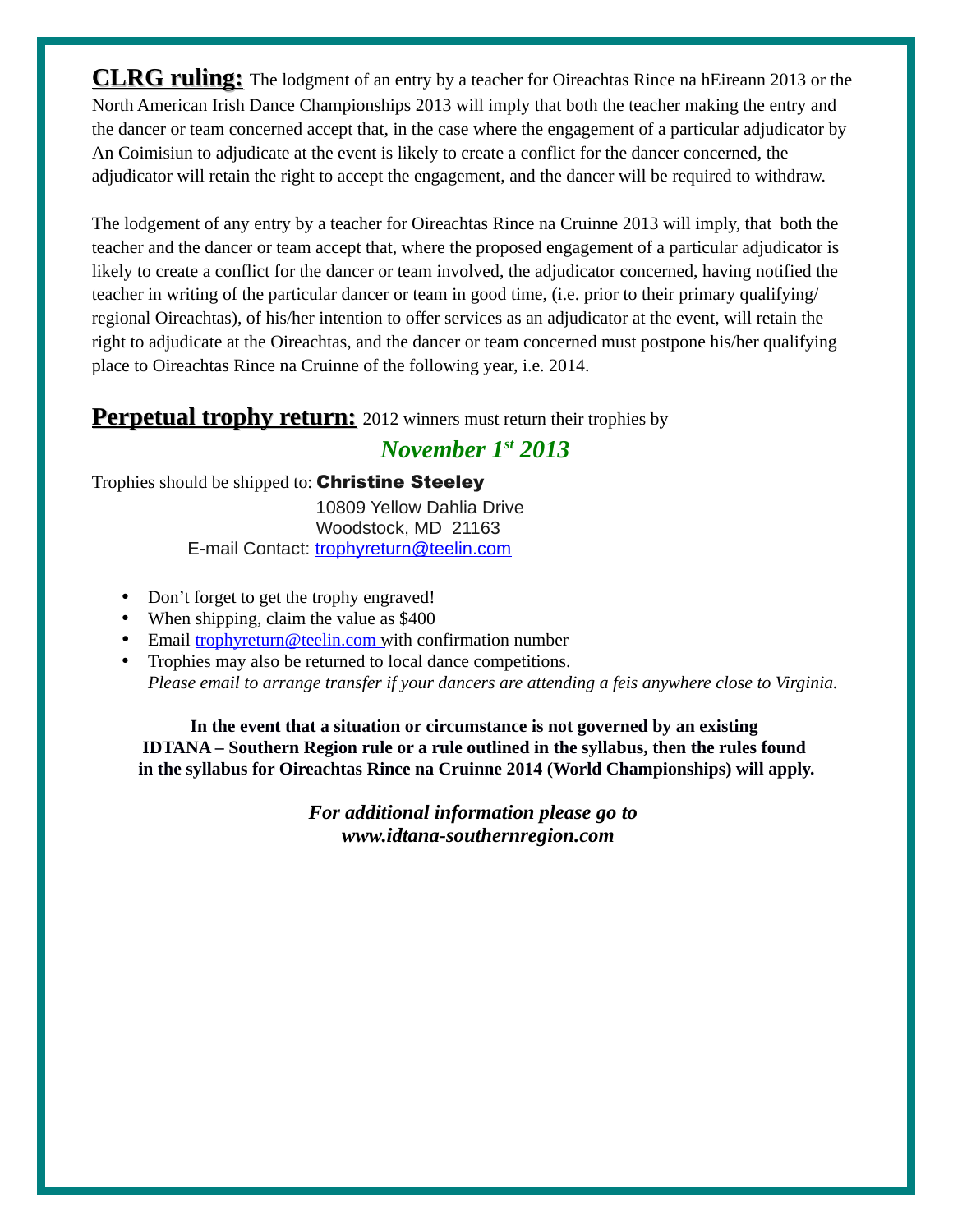**CLRG ruling:** The lodgment of an entry by a teacher for Oireachtas Rince na hEireann 2013 or the North American Irish Dance Championships 2013 will imply that both the teacher making the entry and the dancer or team concerned accept that, in the case where the engagement of a particular adjudicator by An Coimisiun to adjudicate at the event is likely to create a conflict for the dancer concerned, the adjudicator will retain the right to accept the engagement, and the dancer will be required to withdraw.

The lodgement of any entry by a teacher for Oireachtas Rince na Cruinne 2013 will imply, that both the teacher and the dancer or team accept that, where the proposed engagement of a particular adjudicator is likely to create a conflict for the dancer or team involved, the adjudicator concerned, having notified the teacher in writing of the particular dancer or team in good time, (i.e. prior to their primary qualifying/ regional Oireachtas), of his/her intention to offer services as an adjudicator at the event, will retain the right to adjudicate at the Oireachtas, and the dancer or team concerned must postpone his/her qualifying place to Oireachtas Rince na Cruinne of the following year, i.e. 2014.

**Perpetual trophy return:** 2012 winners must return their trophies by

***November 1st 2013***

Trophies should be shipped to: **Christine Steeley**
10809 Yellow Dahlia Drive
Woodstock, MD 21163
E-mail Contact: trophyreturn@teelin.com

- Don't forget to get the trophy engraved!
- When shipping, claim the value as $400
- Email trophyreturn@teelin.com with confirmation number
- Trophies may also be returned to local dance competitions.
  *Please email to arrange transfer if your dancers are attending a feis anywhere close to Virginia.*

**In the event that a situation or circumstance is not governed by an existing IDTANA – Southern Region rule or a rule outlined in the syllabus, then the rules found in the syllabus for Oireachtas Rince na Cruinne 2014 (World Championships) will apply.**

***For additional information please go to www.idtana-southernregion.com***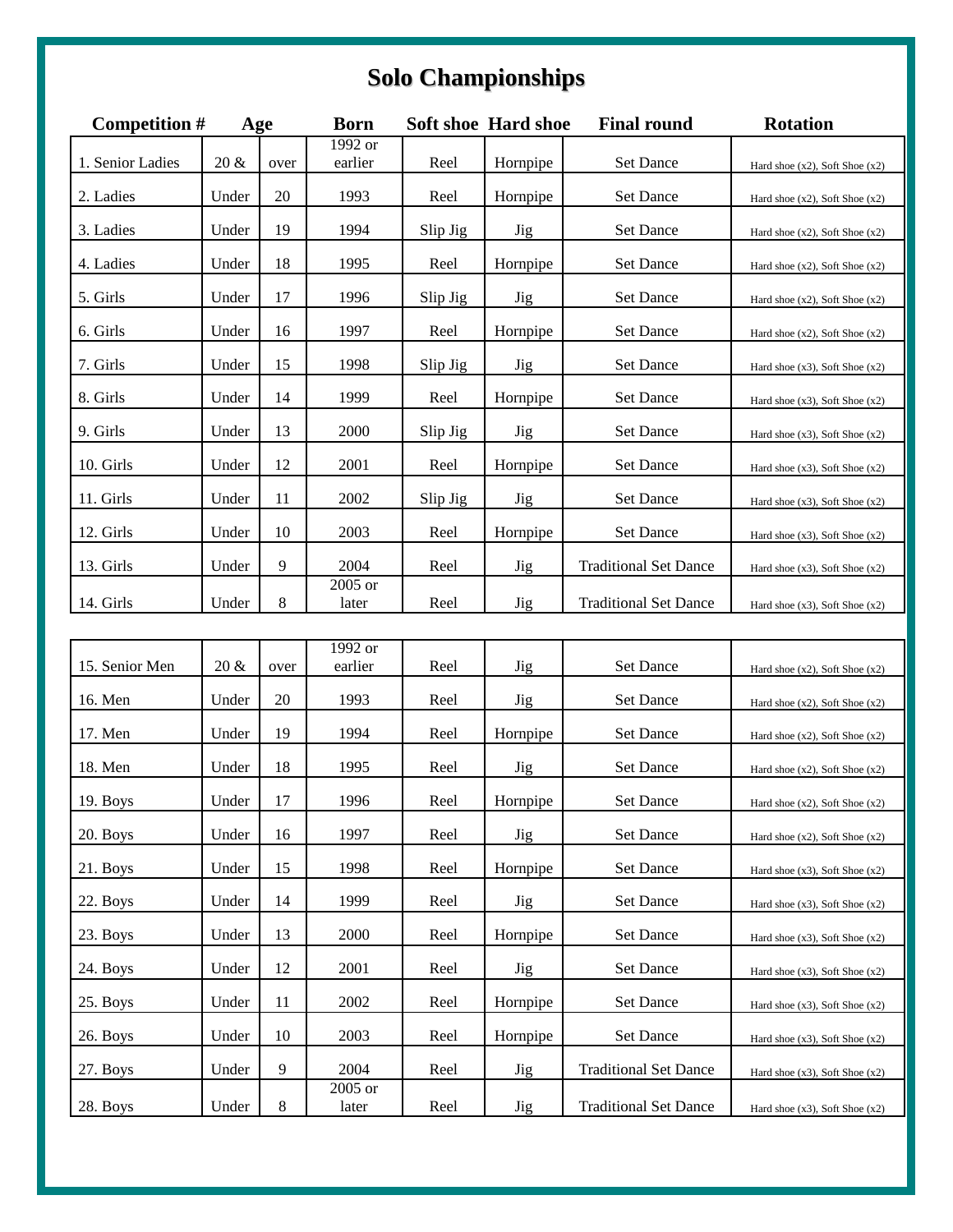# Solo Championships

| Competition # | Age | | Born | Soft shoe | Hard shoe | Final round | Rotation |
|---|---|---|---|---|---|---|---|
| 1. Senior Ladies | 20 & | over | 1992 or earlier | Reel | Hornpipe | Set Dance | Hard shoe (x2), Soft Shoe (x2) |
| 2. Ladies | Under | 20 | 1993 | Reel | Hornpipe | Set Dance | Hard shoe (x2), Soft Shoe (x2) |
| 3. Ladies | Under | 19 | 1994 | Slip Jig | Jig | Set Dance | Hard shoe (x2), Soft Shoe (x2) |
| 4. Ladies | Under | 18 | 1995 | Reel | Hornpipe | Set Dance | Hard shoe (x2), Soft Shoe (x2) |
| 5. Girls | Under | 17 | 1996 | Slip Jig | Jig | Set Dance | Hard shoe (x2), Soft Shoe (x2) |
| 6. Girls | Under | 16 | 1997 | Reel | Hornpipe | Set Dance | Hard shoe (x2), Soft Shoe (x2) |
| 7. Girls | Under | 15 | 1998 | Slip Jig | Jig | Set Dance | Hard shoe (x3), Soft Shoe (x2) |
| 8. Girls | Under | 14 | 1999 | Reel | Hornpipe | Set Dance | Hard shoe (x3), Soft Shoe (x2) |
| 9. Girls | Under | 13 | 2000 | Slip Jig | Jig | Set Dance | Hard shoe (x3), Soft Shoe (x2) |
| 10. Girls | Under | 12 | 2001 | Reel | Hornpipe | Set Dance | Hard shoe (x3), Soft Shoe (x2) |
| 11. Girls | Under | 11 | 2002 | Slip Jig | Jig | Set Dance | Hard shoe (x3), Soft Shoe (x2) |
| 12. Girls | Under | 10 | 2003 | Reel | Hornpipe | Set Dance | Hard shoe (x3), Soft Shoe (x2) |
| 13. Girls | Under | 9 | 2004 | Reel | Jig | Traditional Set Dance | Hard shoe (x3), Soft Shoe (x2) |
| 14. Girls | Under | 8 | 2005 or later | Reel | Jig | Traditional Set Dance | Hard shoe (x3), Soft Shoe (x2) |
| 15. Senior Men | 20 & | over | 1992 or earlier | Reel | Jig | Set Dance | Hard shoe (x2), Soft Shoe (x2) |
| 16. Men | Under | 20 | 1993 | Reel | Jig | Set Dance | Hard shoe (x2), Soft Shoe (x2) |
| 17. Men | Under | 19 | 1994 | Reel | Hornpipe | Set Dance | Hard shoe (x2), Soft Shoe (x2) |
| 18. Men | Under | 18 | 1995 | Reel | Jig | Set Dance | Hard shoe (x2), Soft Shoe (x2) |
| 19. Boys | Under | 17 | 1996 | Reel | Hornpipe | Set Dance | Hard shoe (x2), Soft Shoe (x2) |
| 20. Boys | Under | 16 | 1997 | Reel | Jig | Set Dance | Hard shoe (x2), Soft Shoe (x2) |
| 21. Boys | Under | 15 | 1998 | Reel | Hornpipe | Set Dance | Hard shoe (x3), Soft Shoe (x2) |
| 22. Boys | Under | 14 | 1999 | Reel | Jig | Set Dance | Hard shoe (x3), Soft Shoe (x2) |
| 23. Boys | Under | 13 | 2000 | Reel | Hornpipe | Set Dance | Hard shoe (x3), Soft Shoe (x2) |
| 24. Boys | Under | 12 | 2001 | Reel | Jig | Set Dance | Hard shoe (x3), Soft Shoe (x2) |
| 25. Boys | Under | 11 | 2002 | Reel | Hornpipe | Set Dance | Hard shoe (x3), Soft Shoe (x2) |
| 26. Boys | Under | 10 | 2003 | Reel | Hornpipe | Set Dance | Hard shoe (x3), Soft Shoe (x2) |
| 27. Boys | Under | 9 | 2004 | Reel | Jig | Traditional Set Dance | Hard shoe (x3), Soft Shoe (x2) |
| 28. Boys | Under | 8 | 2005 or later | Reel | Jig | Traditional Set Dance | Hard shoe (x3), Soft Shoe (x2) |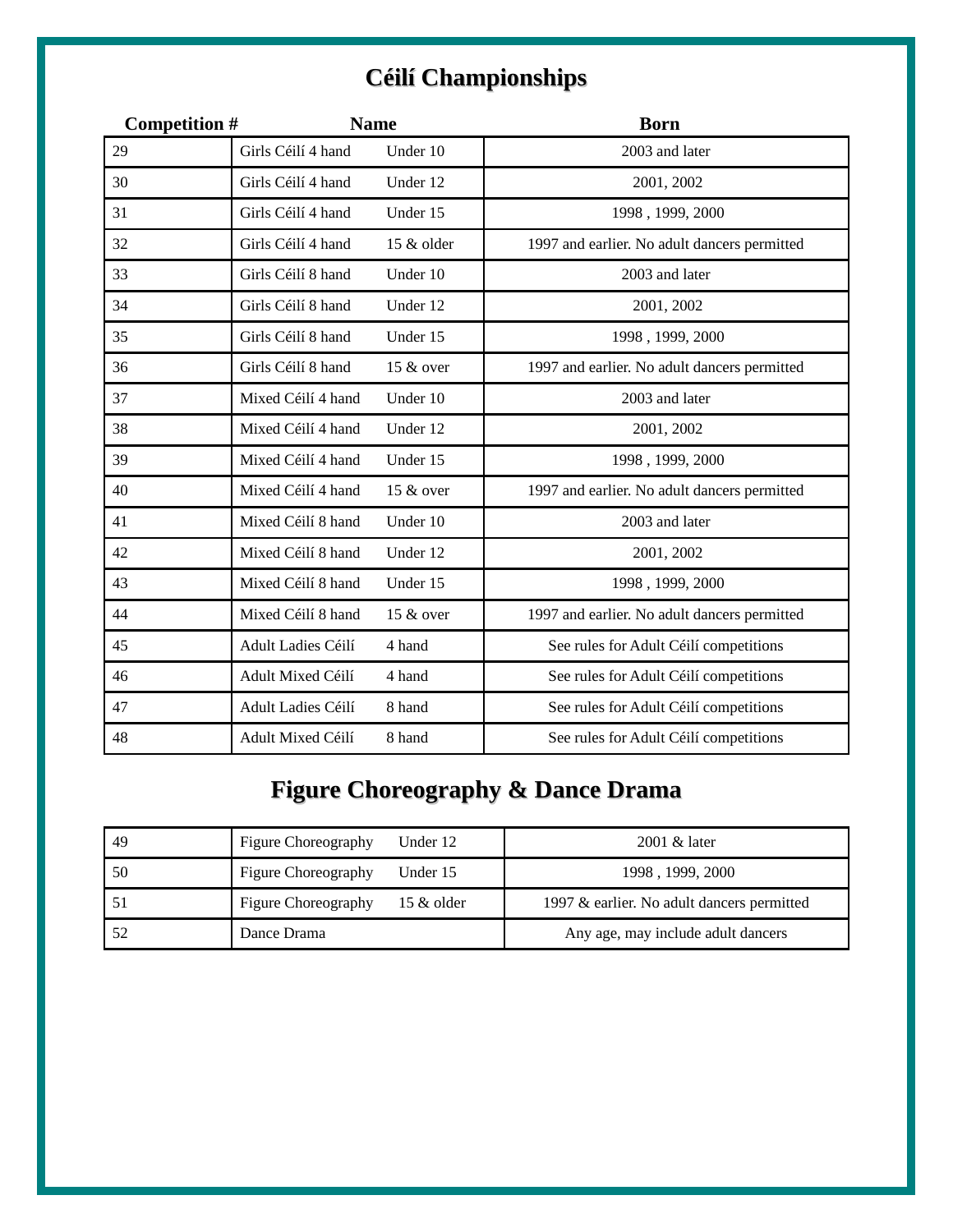# Céilí Championships

| Competition # | Name | | Born |
|---|---|---|---|
| 29 | Girls Céilí 4 hand | Under 10 | 2003 and later |
| 30 | Girls Céilí 4 hand | Under 12 | 2001, 2002 |
| 31 | Girls Céilí 4 hand | Under 15 | 1998 , 1999, 2000 |
| 32 | Girls Céilí 4 hand | 15 & older | 1997 and earlier. No adult dancers permitted |
| 33 | Girls Céilí 8 hand | Under 10 | 2003 and later |
| 34 | Girls Céilí 8 hand | Under 12 | 2001, 2002 |
| 35 | Girls Céilí 8 hand | Under 15 | 1998 , 1999, 2000 |
| 36 | Girls Céilí 8 hand | 15 & over | 1997 and earlier. No adult dancers permitted |
| 37 | Mixed Céilí 4 hand | Under 10 | 2003 and later |
| 38 | Mixed Céilí 4 hand | Under 12 | 2001, 2002 |
| 39 | Mixed Céilí 4 hand | Under 15 | 1998 , 1999, 2000 |
| 40 | Mixed Céilí 4 hand | 15 & over | 1997 and earlier. No adult dancers permitted |
| 41 | Mixed Céilí 8 hand | Under 10 | 2003 and later |
| 42 | Mixed Céilí 8 hand | Under 12 | 2001, 2002 |
| 43 | Mixed Céilí 8 hand | Under 15 | 1998 , 1999, 2000 |
| 44 | Mixed Céilí 8 hand | 15 & over | 1997 and earlier. No adult dancers permitted |
| 45 | Adult Ladies Céilí | 4 hand | See rules for Adult Céilí competitions |
| 46 | Adult Mixed Céilí | 4 hand | See rules for Adult Céilí competitions |
| 47 | Adult Ladies Céilí | 8 hand | See rules for Adult Céilí competitions |
| 48 | Adult Mixed Céilí | 8 hand | See rules for Adult Céilí competitions |

# Figure Choreography & Dance Drama

| | | | |
|---|---|---|---|
| 49 | Figure Choreography | Under 12 | 2001 & later |
| 50 | Figure Choreography | Under 15 | 1998 , 1999, 2000 |
| 51 | Figure Choreography | 15 & older | 1997 & earlier. No adult dancers permitted |
| 52 | Dance Drama | | Any age, may include adult dancers |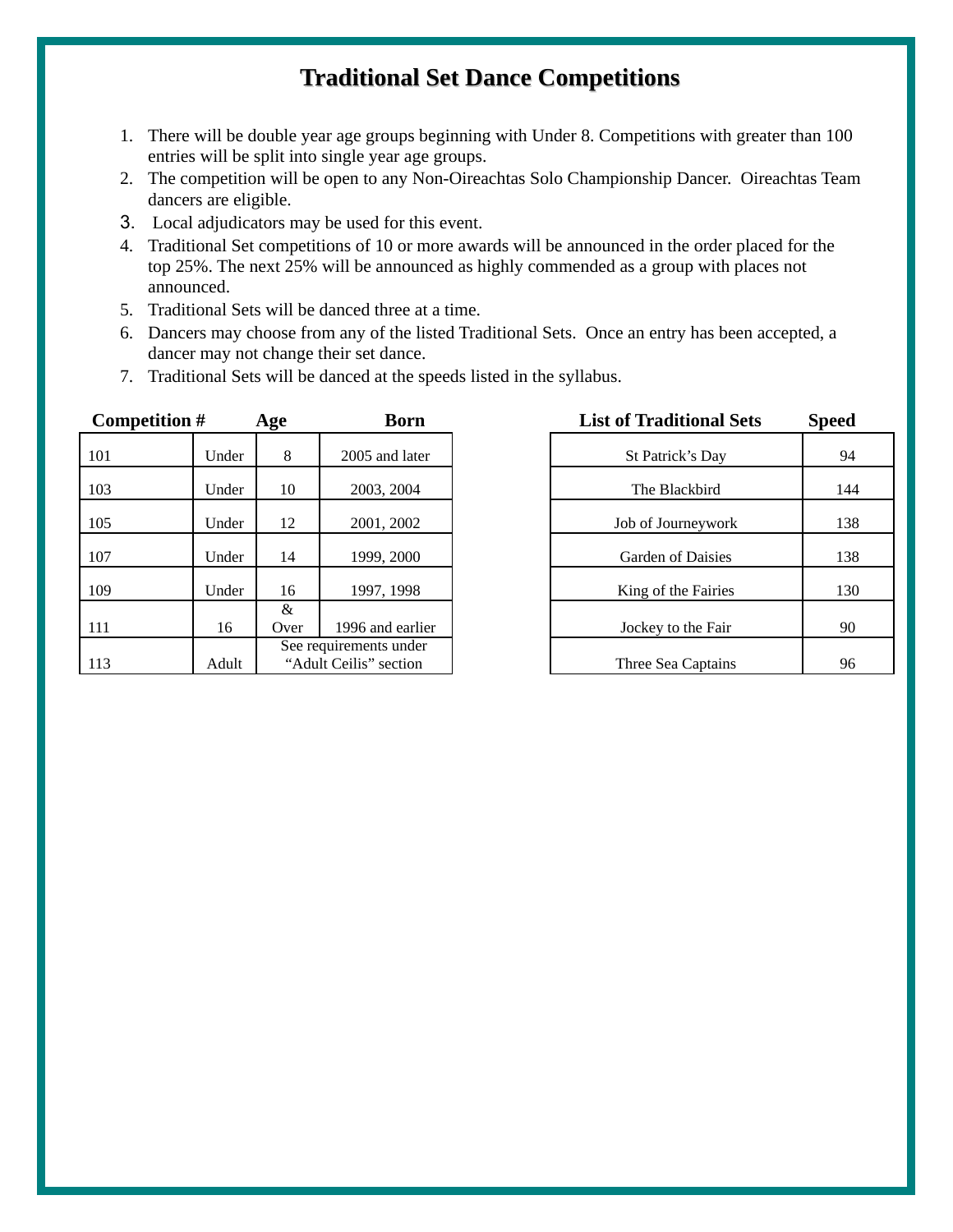# Traditional Set Dance Competitions

1. There will be double year age groups beginning with Under 8. Competitions with greater than 100 entries will be split into single year age groups.
2. The competition will be open to any Non-Oireachtas Solo Championship Dancer. Oireachtas Team dancers are eligible.
3. Local adjudicators may be used for this event.
4. Traditional Set competitions of 10 or more awards will be announced in the order placed for the top 25%. The next 25% will be announced as highly commended as a group with places not announced.
5. Traditional Sets will be danced three at a time.
6. Dancers may choose from any of the listed Traditional Sets. Once an entry has been accepted, a dancer may not change their set dance.
7. Traditional Sets will be danced at the speeds listed in the syllabus.

| Competition # | Age | | Born |
|---|---|---|---|
| 101 | Under | 8 | 2005 and later |
| 103 | Under | 10 | 2003, 2004 |
| 105 | Under | 12 | 2001, 2002 |
| 107 | Under | 14 | 1999, 2000 |
| 109 | Under | 16 | 1997, 1998 |
| 111 | 16 | & Over | 1996 and earlier |
| 113 | Adult | See requirements under "Adult Ceilis" section | |

| List of Traditional Sets | Speed |
|---|---|
| St Patrick's Day | 94 |
| The Blackbird | 144 |
| Job of Journeywork | 138 |
| Garden of Daisies | 138 |
| King of the Fairies | 130 |
| Jockey to the Fair | 90 |
| Three Sea Captains | 96 |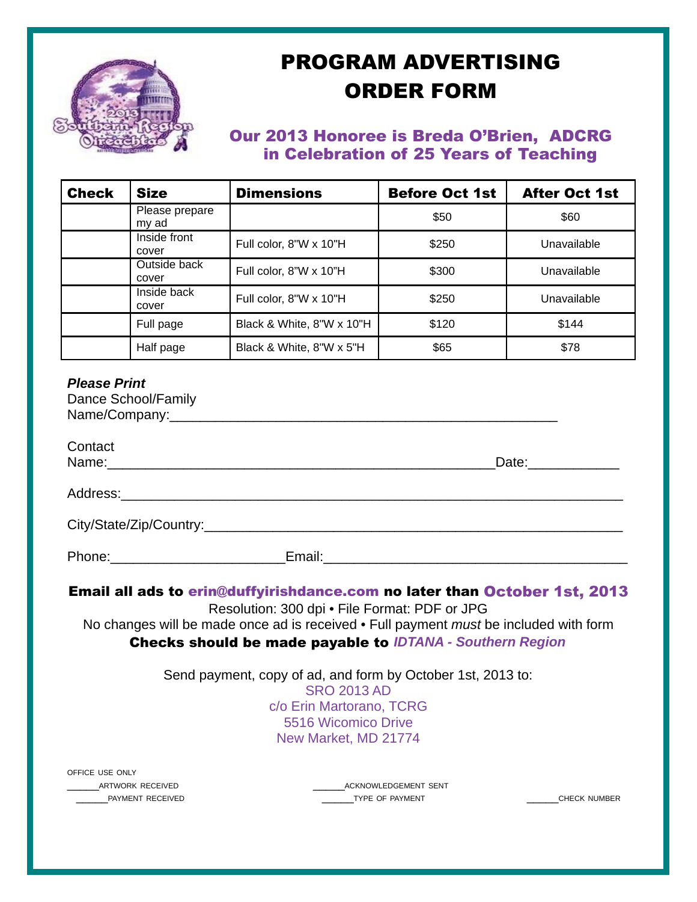# PROGRAM ADVERTISING ORDER FORM

## Our 2013 Honoree is Breda O'Brien, ADCRG in Celebration of 25 Years of Teaching

| Check | Size | Dimensions | Before Oct 1st | After Oct 1st |
|---|---|---|---|---|
| | Please prepare my ad | | $50 | $60 |
| | Inside front cover | Full color, 8"W x 10"H | $250 | Unavailable |
| | Outside back cover | Full color, 8"W x 10"H | $300 | Unavailable |
| | Inside back cover | Full color, 8"W x 10"H | $250 | Unavailable |
| | Full page | Black & White, 8"W x 10"H | $120 | $144 |
| | Half page | Black & White, 8"W x 5"H | $65 | $78 |

***Please Print***

Dance School/Family Name/Company:___________________________________________________

Contact Name:___________________________________________________Date:____________

Address:_______________________________________________________________________

City/State/Zip/Country:_________________________________________________________

Phone:______________________Email:_______________________________________

**Email all ads to erin@duffyirishdance.com no later than October 1st, 2013**

Resolution: 300 dpi • File Format: PDF or JPG

No changes will be made once ad is received • Full payment *must* be included with form

**Checks should be made payable to** ***IDTANA - Southern Region***

Send payment, copy of ad, and form by October 1st, 2013 to:

SRO 2013 AD
c/o Erin Martorano, TCRG
5516 Wicomico Drive
New Market, MD 21774

OFFICE USE ONLY

______ARTWORK RECEIVED ______ACKNOWLEDGEMENT SENT

______PAYMENT RECEIVED ______TYPE OF PAYMENT ______CHECK NUMBER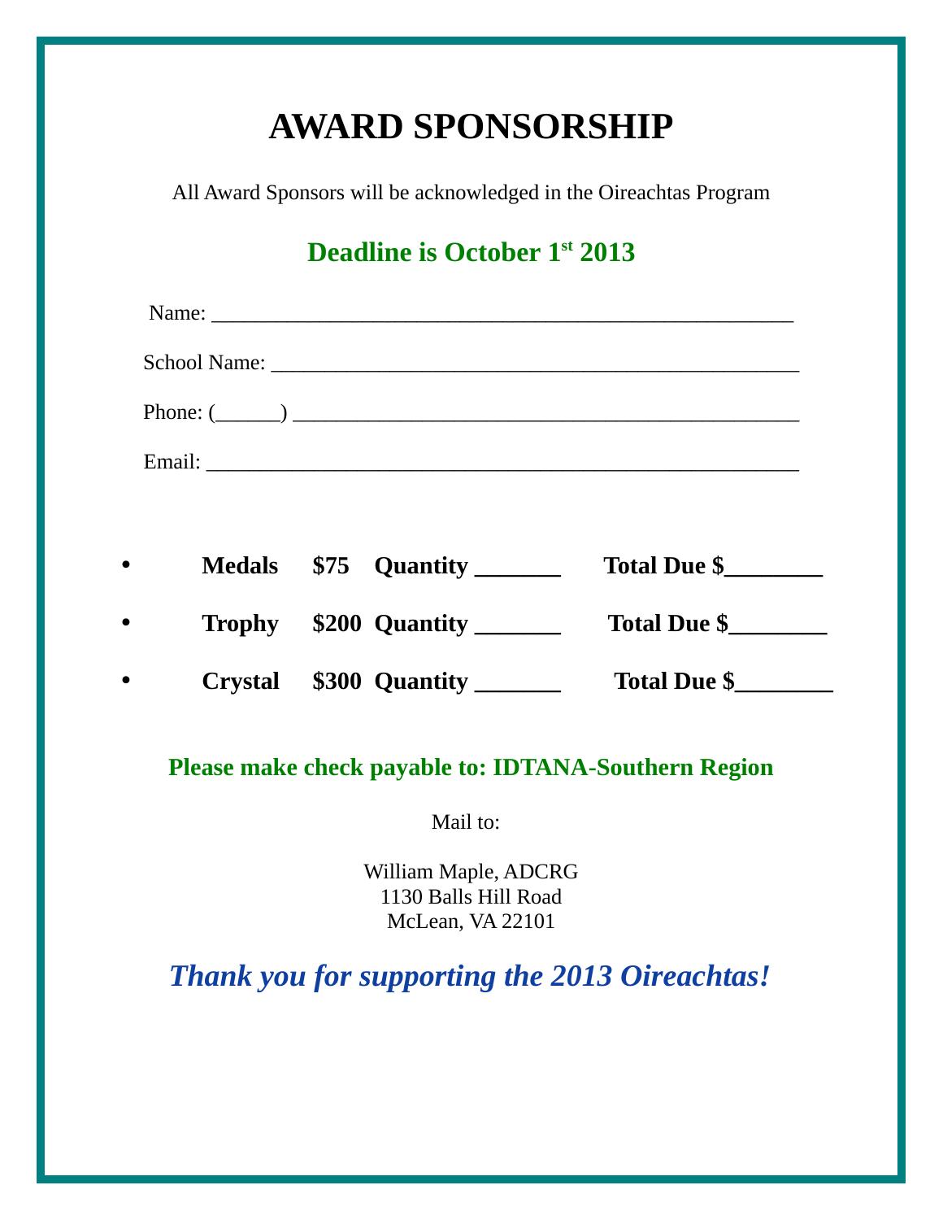# AWARD SPONSORSHIP

All Award Sponsors will be acknowledged in the Oireachtas Program

**Deadline is October 1st 2013**

Name: ___________________________________________________

School Name: ______________________________________________

Phone: (______) ____________________________________________

Email: ____________________________________________________

- **Medals $75 Quantity _______ Total Due $________**
- **Trophy $200 Quantity _______ Total Due $________**
- **Crystal $300 Quantity _______ Total Due $________**

**Please make check payable to: IDTANA-Southern Region**

Mail to:

William Maple, ADCRG
1130 Balls Hill Road
McLean, VA 22101

***Thank you for supporting the 2013 Oireachtas!***